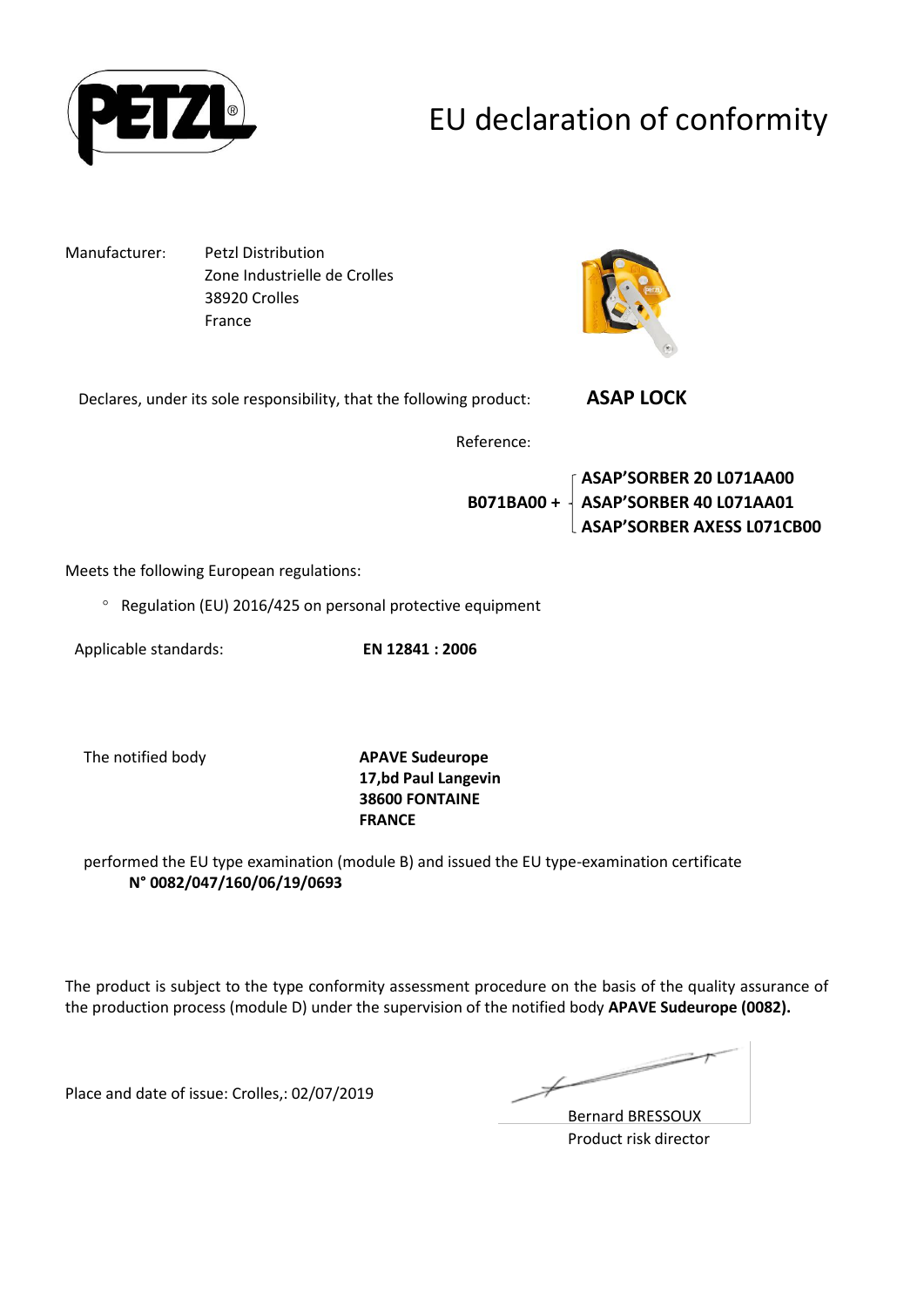# EU declaration of conformity

Manufacturer: Petzl Distribution
Zone Industrielle de Crolles
38920 Crolles
France

Declares, under its sole responsibility, that the following product: **ASAP LOCK**

Reference:

**B071BA00 +**
- **ASAP'SORBER 20 L071AA00**
- **ASAP'SORBER 40 L071AA01**
- **ASAP'SORBER AXESS L071CB00**

Meets the following European regulations:

- Regulation (EU) 2016/425 on personal protective equipment

Applicable standards: **EN 12841 : 2006**

The notified body **APAVE Sudeurope**
**17,bd Paul Langevin**
**38600 FONTAINE**
**FRANCE**

performed the EU type examination (module B) and issued the EU type-examination certificate
**N° 0082/047/160/06/19/0693**

The product is subject to the type conformity assessment procedure on the basis of the quality assurance of the production process (module D) under the supervision of the notified body **APAVE Sudeurope (0082).**

Place and date of issue: Crolles,: 02/07/2019

Bernard BRESSOUX
Product risk director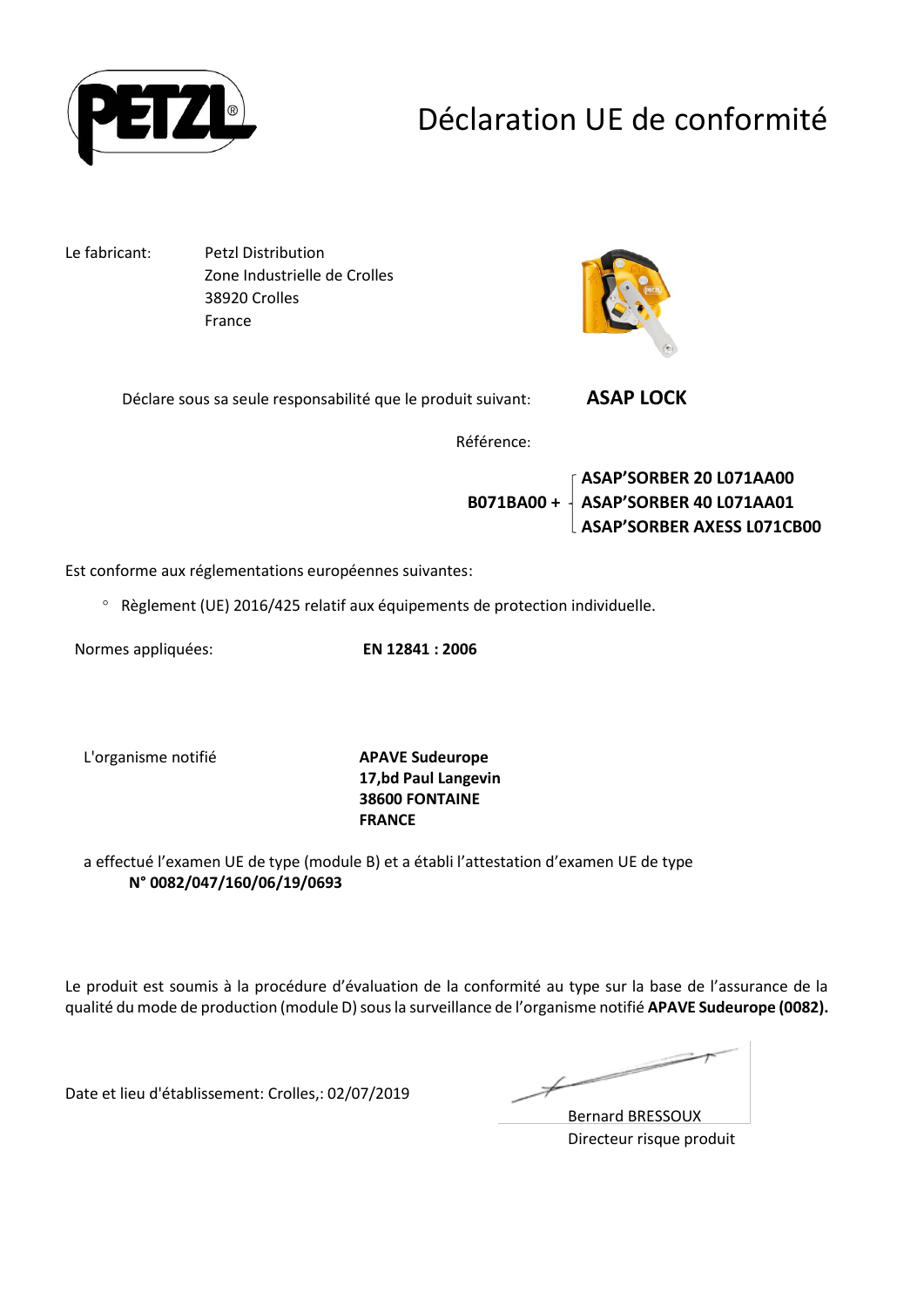# Déclaration UE de conformité

Le fabricant: Petzl Distribution
Zone Industrielle de Crolles
38920 Crolles
France

Déclare sous sa seule responsabilité que le produit suivant: **ASAP LOCK**

Référence:

**B071BA00 +**
- **ASAP'SORBER 20 L071AA00**
- **ASAP'SORBER 40 L071AA01**
- **ASAP'SORBER AXESS L071CB00**

Est conforme aux réglementations européennes suivantes:

- Règlement (UE) 2016/425 relatif aux équipements de protection individuelle.

Normes appliquées: **EN 12841 : 2006**

L'organisme notifié **APAVE Sudeurope**
**17,bd Paul Langevin**
**38600 FONTAINE**
**FRANCE**

a effectué l'examen UE de type (module B) et a établi l'attestation d'examen UE de type
**N° 0082/047/160/06/19/0693**

Le produit est soumis à la procédure d'évaluation de la conformité au type sur la base de l'assurance de la qualité du mode de production (module D) sous la surveillance de l'organisme notifié **APAVE Sudeurope (0082).**

Date et lieu d'établissement: Crolles,: 02/07/2019

Bernard BRESSOUX
Directeur risque produit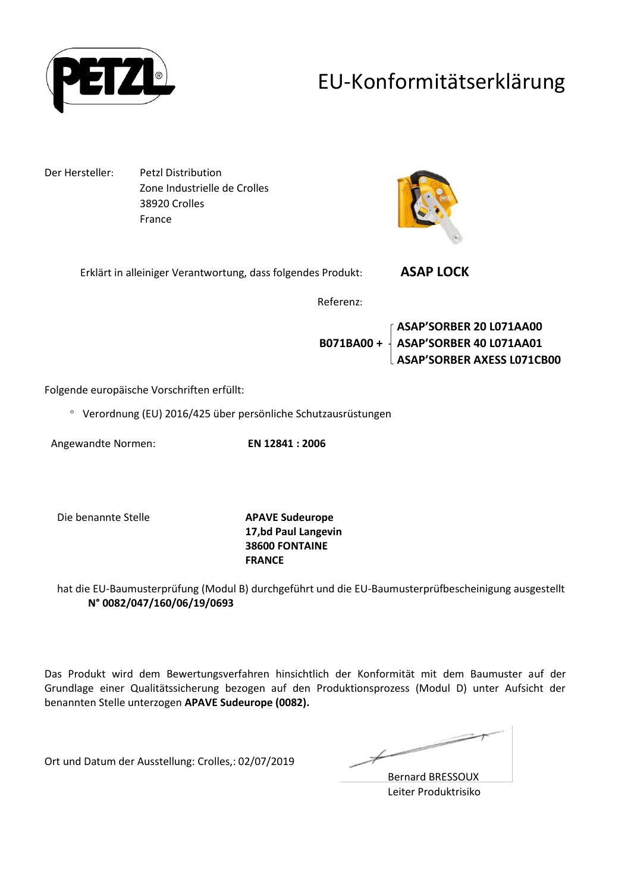# EU-Konformitätserklärung

Der Hersteller: Petzl Distribution
Zone Industrielle de Crolles
38920 Crolles
France

Erklärt in alleiniger Verantwortung, dass folgendes Produkt: **ASAP LOCK**

Referenz:

**B071BA00 +**
- **ASAP'SORBER 20 L071AA00**
- **ASAP'SORBER 40 L071AA01**
- **ASAP'SORBER AXESS L071CB00**

Folgende europäische Vorschriften erfüllt:

- Verordnung (EU) 2016/425 über persönliche Schutzausrüstungen

Angewandte Normen: **EN 12841 : 2006**

Die benannte Stelle **APAVE Sudeurope**
**17,bd Paul Langevin**
**38600 FONTAINE**
**FRANCE**

hat die EU-Baumusterprüfung (Modul B) durchgeführt und die EU-Baumusterprüfbescheinigung ausgestellt
**N° 0082/047/160/06/19/0693**

Das Produkt wird dem Bewertungsverfahren hinsichtlich der Konformität mit dem Baumuster auf der Grundlage einer Qualitätssicherung bezogen auf den Produktionsprozess (Modul D) unter Aufsicht der benannten Stelle unterzogen **APAVE Sudeurope (0082).**

Ort und Datum der Ausstellung: Crolles,: 02/07/2019

Bernard BRESSOUX
Leiter Produktrisiko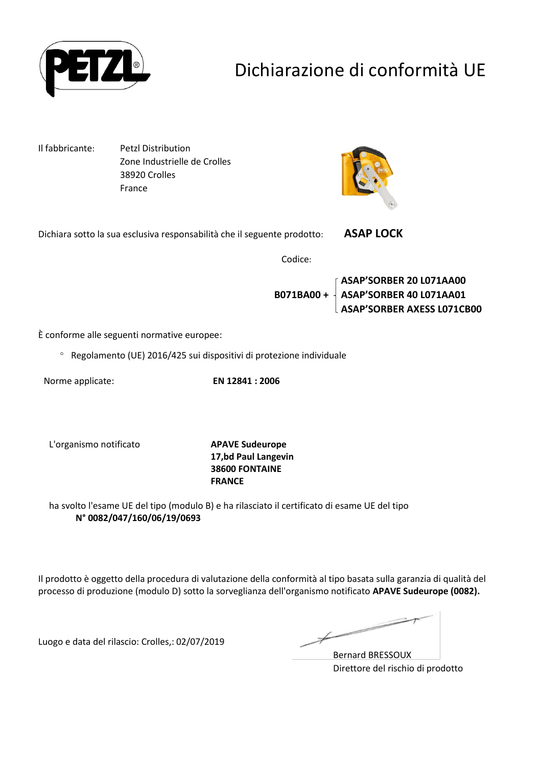# Dichiarazione di conformità UE

Il fabbricante: Petzl Distribution
Zone Industrielle de Crolles
38920 Crolles
France

Dichiara sotto la sua esclusiva responsabilità che il seguente prodotto: **ASAP LOCK**

Codice:

**B071BA00 +**
- **ASAP'SORBER 20 L071AA00**
- **ASAP'SORBER 40 L071AA01**
- **ASAP'SORBER AXESS L071CB00**

È conforme alle seguenti normative europee:

- Regolamento (UE) 2016/425 sui dispositivi di protezione individuale

Norme applicate: **EN 12841 : 2006**

L'organismo notificato

**APAVE Sudeurope**
**17,bd Paul Langevin**
**38600 FONTAINE**
**FRANCE**

ha svolto l'esame UE del tipo (modulo B) e ha rilasciato il certificato di esame UE del tipo
**N° 0082/047/160/06/19/0693**

Il prodotto è oggetto della procedura di valutazione della conformità al tipo basata sulla garanzia di qualità del processo di produzione (modulo D) sotto la sorveglianza dell'organismo notificato **APAVE Sudeurope (0082).**

Luogo e data del rilascio: Crolles,: 02/07/2019

Bernard BRESSOUX
Direttore del rischio di prodotto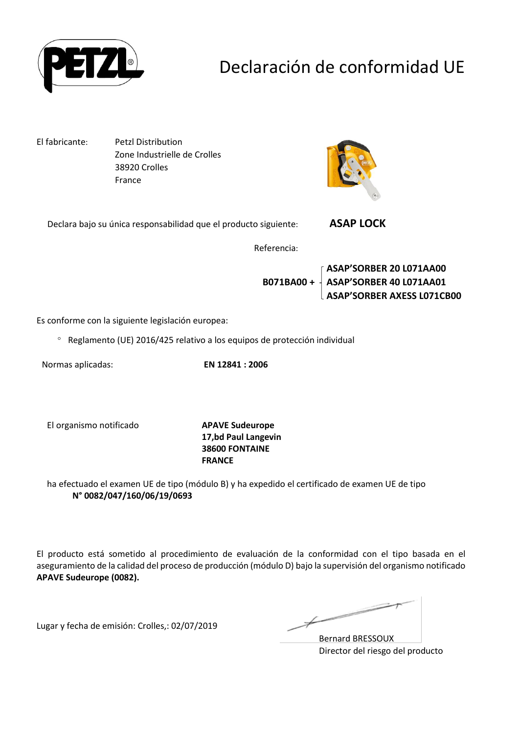# Declaración de conformidad UE

El fabricante: Petzl Distribution
Zone Industrielle de Crolles
38920 Crolles
France

Declara bajo su única responsabilidad que el producto siguiente: **ASAP LOCK**

Referencia:

**B071BA00 +**
- **ASAP'SORBER 20 L071AA00**
- **ASAP'SORBER 40 L071AA01**
- **ASAP'SORBER AXESS L071CB00**

Es conforme con la siguiente legislación europea:

- Reglamento (UE) 2016/425 relativo a los equipos de protección individual

Normas aplicadas: **EN 12841 : 2006**

El organismo notificado **APAVE Sudeurope**
**17,bd Paul Langevin**
**38600 FONTAINE**
**FRANCE**

ha efectuado el examen UE de tipo (módulo B) y ha expedido el certificado de examen UE de tipo
**N° 0082/047/160/06/19/0693**

El producto está sometido al procedimiento de evaluación de la conformidad con el tipo basada en el aseguramiento de la calidad del proceso de producción (módulo D) bajo la supervisión del organismo notificado **APAVE Sudeurope (0082).**

Lugar y fecha de emisión: Crolles,: 02/07/2019

Bernard BRESSOUX
Director del riesgo del producto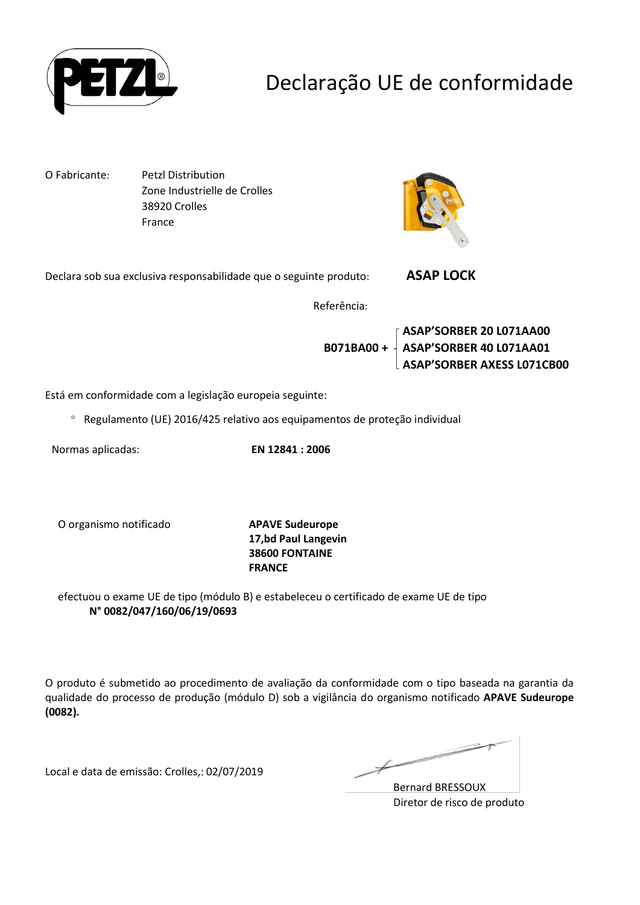# Declaração UE de conformidade

O Fabricante: Petzl Distribution
Zone Industrielle de Crolles
38920 Crolles
France

Declara sob sua exclusiva responsabilidade que o seguinte produto: **ASAP LOCK**

Referência:

**B071BA00 +**
- **ASAP'SORBER 20 L071AA00**
- **ASAP'SORBER 40 L071AA01**
- **ASAP'SORBER AXESS L071CB00**

Está em conformidade com a legislação europeia seguinte:

- Regulamento (UE) 2016/425 relativo aos equipamentos de proteção individual

Normas aplicadas: **EN 12841 : 2006**

O organismo notificado

**APAVE Sudeurope**
**17,bd Paul Langevin**
**38600 FONTAINE**
**FRANCE**

efectuou o exame UE de tipo (módulo B) e estabeleceu o certificado de exame UE de tipo
**N° 0082/047/160/06/19/0693**

O produto é submetido ao procedimento de avaliação da conformidade com o tipo baseada na garantia da qualidade do processo de produção (módulo D) sob a vigilância do organismo notificado **APAVE Sudeurope (0082).**

Local e data de emissão: Crolles,: 02/07/2019

Bernard BRESSOUX
Diretor de risco de produto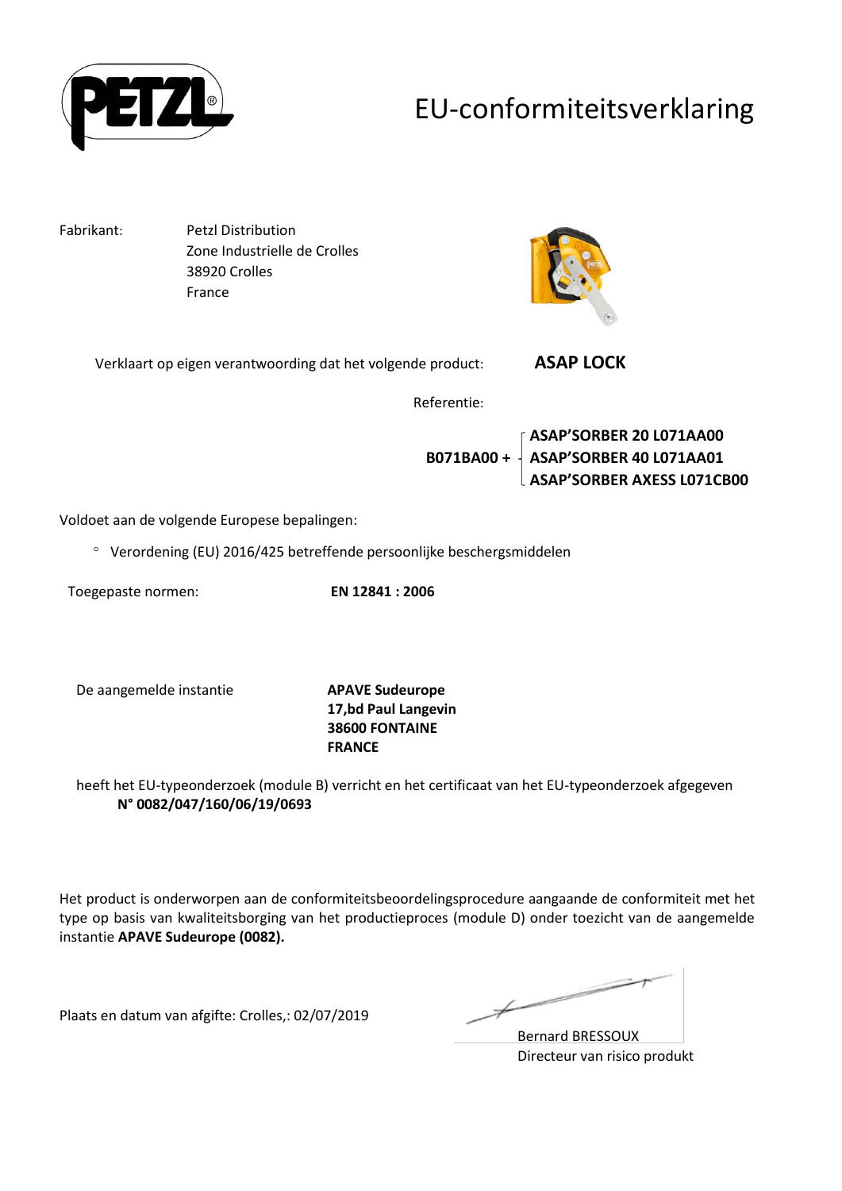PETZL

# EU-conformiteitsverklaring

Fabrikant: Petzl Distribution
Zone Industrielle de Crolles
38920 Crolles
France

Verklaart op eigen verantwoording dat het volgende product: **ASAP LOCK**

Referentie:

**B071BA00 +**
- **ASAP'SORBER 20 L071AA00**
- **ASAP'SORBER 40 L071AA01**
- **ASAP'SORBER AXESS L071CB00**

Voldoet aan de volgende Europese bepalingen:

- Verordening (EU) 2016/425 betreffende persoonlijke beschergsmiddelen

Toegepaste normen: **EN 12841 : 2006**

De aangemelde instantie **APAVE Sudeurope**
**17,bd Paul Langevin**
**38600 FONTAINE**
**FRANCE**

heeft het EU-typeonderzoek (module B) verricht en het certificaat van het EU-typeonderzoek afgegeven
**N° 0082/047/160/06/19/0693**

Het product is onderworpen aan de conformiteitsbeoordelingsprocedure aangaande de conformiteit met het type op basis van kwaliteitsborging van het productieproces (module D) onder toezicht van de aangemelde instantie **APAVE Sudeurope (0082).**

Plaats en datum van afgifte: Crolles,: 02/07/2019

Bernard BRESSOUX
Directeur van risico produkt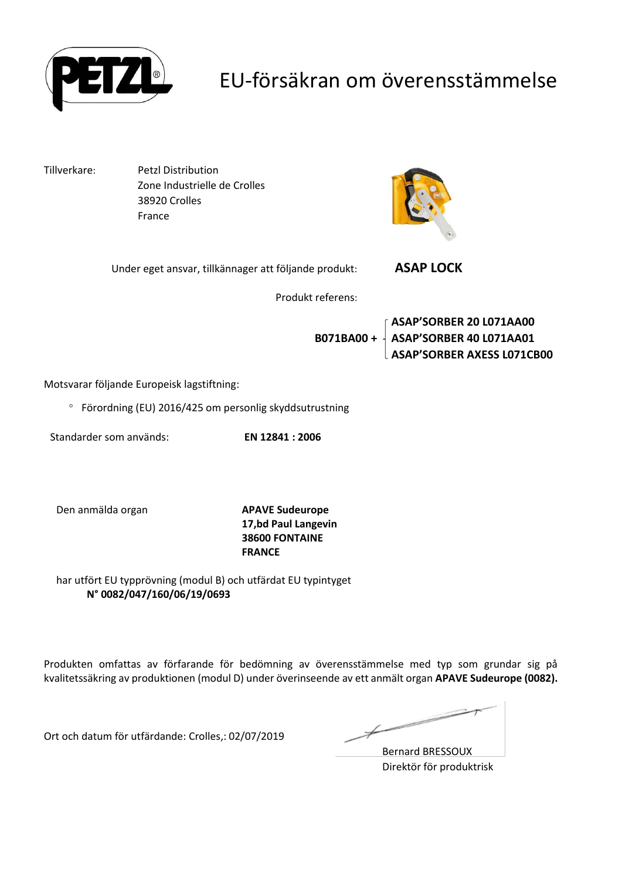# EU-försäkran om överensstämmelse

Tillverkare: Petzl Distribution
Zone Industrielle de Crolles
38920 Crolles
France

Under eget ansvar, tillkännager att följande produkt: **ASAP LOCK**

Produkt referens:

**B071BA00 +**
- **ASAP'SORBER 20 L071AA00**
- **ASAP'SORBER 40 L071AA01**
- **ASAP'SORBER AXESS L071CB00**

Motsvarar följande Europeisk lagstiftning:

- Förordning (EU) 2016/425 om personlig skyddsutrustning

Standarder som används: **EN 12841 : 2006**

Den anmälda organ **APAVE Sudeurope**
**17,bd Paul Langevin**
**38600 FONTAINE**
**FRANCE**

har utfört EU typprövning (modul B) och utfärdat EU typintyget
**N° 0082/047/160/06/19/0693**

Produkten omfattas av förfarande för bedömning av överensstämmelse med typ som grundar sig på kvalitetssäkring av produktionen (modul D) under överinseende av ett anmält organ **APAVE Sudeurope (0082).**

Ort och datum för utfärdande: Crolles,: 02/07/2019

Bernard BRESSOUX
Direktör för produktrisk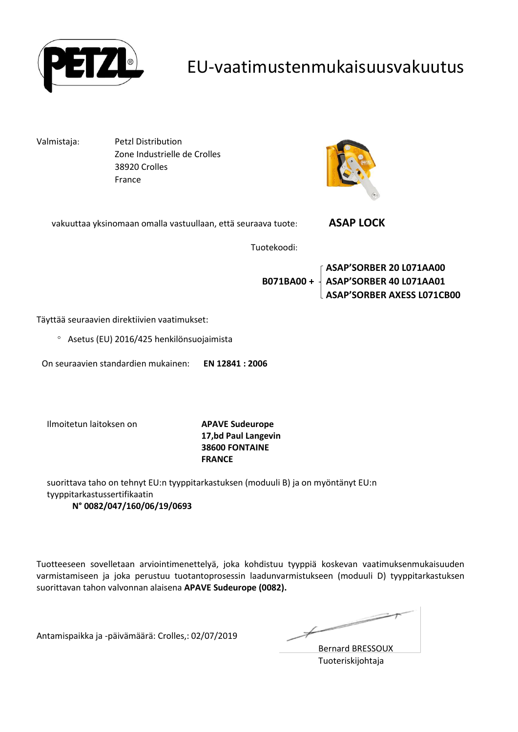# EU-vaatimustenmukaisuusvakuutus

Valmistaja: Petzl Distribution
Zone Industrielle de Crolles
38920 Crolles
France

vakuuttaa yksinomaan omalla vastuullaan, että seuraava tuote: **ASAP LOCK**

Tuotekoodi:

**B071BA00 +**
- **ASAP'SORBER 20 L071AA00**
- **ASAP'SORBER 40 L071AA01**
- **ASAP'SORBER AXESS L071CB00**

Täyttää seuraavien direktiivien vaatimukset:

- Asetus (EU) 2016/425 henkilönsuojaimista

On seuraavien standardien mukainen: **EN 12841 : 2006**

Ilmoitetun laitoksen on **APAVE Sudeurope**
**17,bd Paul Langevin**
**38600 FONTAINE**
**FRANCE**

suorittava taho on tehnyt EU:n tyyppitarkastuksen (moduuli B) ja on myöntänyt EU:n tyyppitarkastussertifikaatin
**N° 0082/047/160/06/19/0693**

Tuotteeseen sovelletaan arviointimenettelyä, joka kohdistuu tyyppiä koskevan vaatimuksenmukaisuuden varmistamiseen ja joka perustuu tuotantoprosessin laadunvarmistukseen (moduuli D) tyyppitarkastuksen suorittavan tahon valvonnan alaisena **APAVE Sudeurope (0082).**

Antamispaikka ja -päivämäärä: Crolles,: 02/07/2019

Bernard BRESSOUX
Tuoteriskijohtaja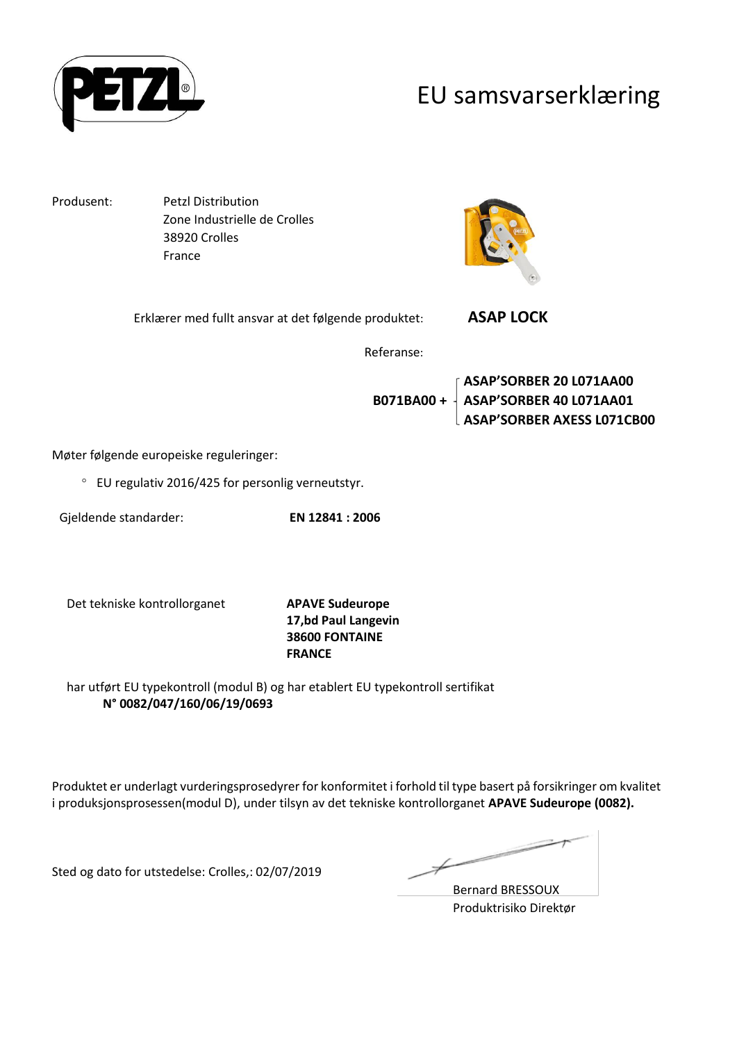# EU samsvarserklæring

Produsent: Petzl Distribution
Zone Industrielle de Crolles
38920 Crolles
France

Erklærer med fullt ansvar at det følgende produktet: **ASAP LOCK**

Referanse:

**B071BA00 +**
- **ASAP'SORBER 20 L071AA00**
- **ASAP'SORBER 40 L071AA01**
- **ASAP'SORBER AXESS L071CB00**

Møter følgende europeiske reguleringer:

- EU regulativ 2016/425 for personlig verneutstyr.

Gjeldende standarder: **EN 12841 : 2006**

Det tekniske kontrollorganet **APAVE Sudeurope**
**17,bd Paul Langevin**
**38600 FONTAINE**
**FRANCE**

har utført EU typekontroll (modul B) og har etablert EU typekontroll sertifikat
**N° 0082/047/160/06/19/0693**

Produktet er underlagt vurderingsprosedyrer for konformitet i forhold til type basert på forsikringer om kvalitet i produksjonsprosessen(modul D), under tilsyn av det tekniske kontrollorganet **APAVE Sudeurope (0082).**

Sted og dato for utstedelse: Crolles,: 02/07/2019

Bernard BRESSOUX
Produktrisiko Direktør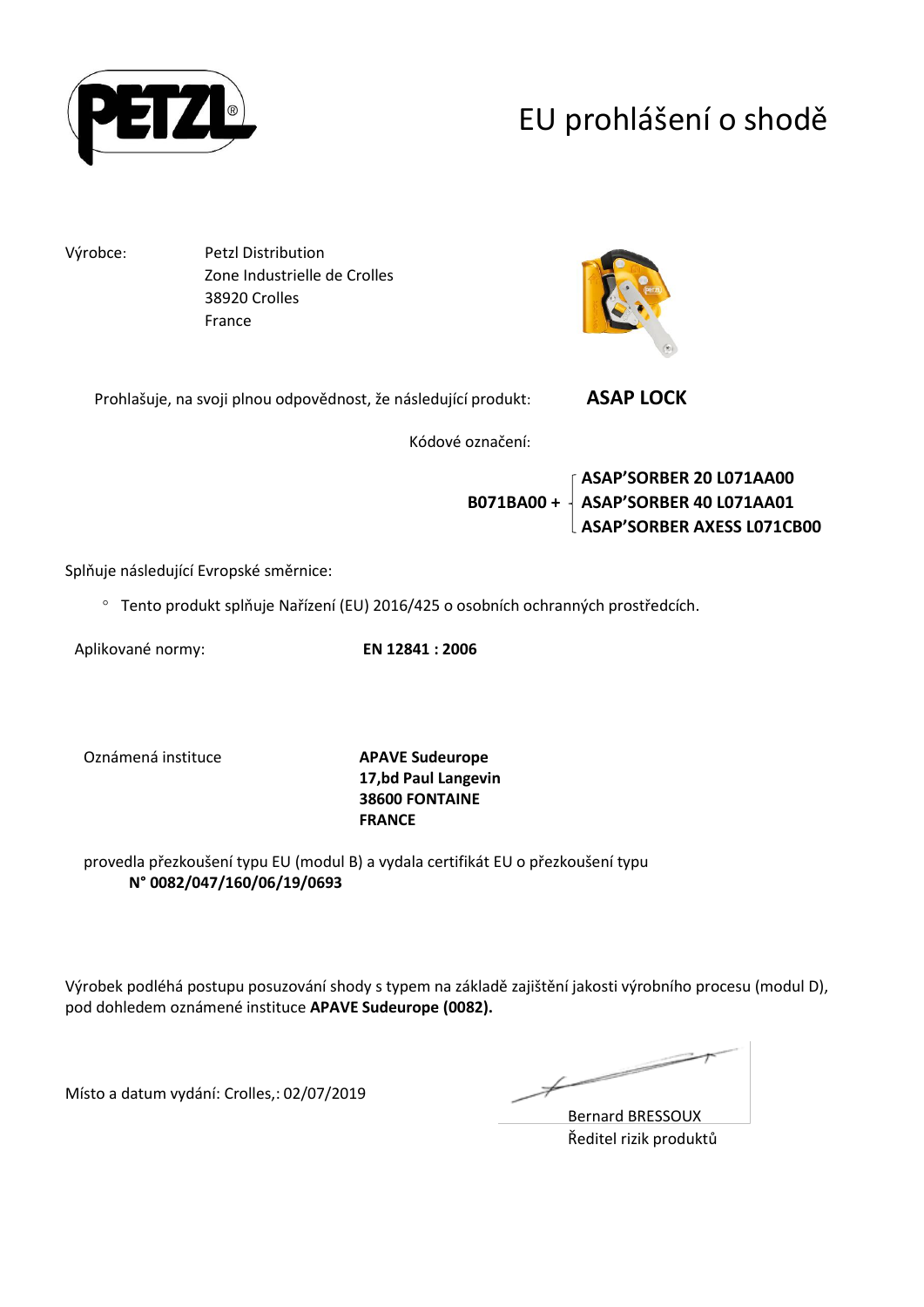# EU prohlášení o shodě

Výrobce: Petzl Distribution
Zone Industrielle de Crolles
38920 Crolles
France

Prohlašuje, na svoji plnou odpovědnost, že následující produkt: **ASAP LOCK**

Kódové označení:

**B071BA00 +**
- **ASAP'SORBER 20 L071AA00**
- **ASAP'SORBER 40 L071AA01**
- **ASAP'SORBER AXESS L071CB00**

Splňuje následující Evropské směrnice:

- Tento produkt splňuje Nařízení (EU) 2016/425 o osobních ochranných prostředcích.

Aplikované normy: **EN 12841 : 2006**

Oznámená instituce **APAVE Sudeurope**
**17,bd Paul Langevin**
**38600 FONTAINE**
**FRANCE**

provedla přezkoušení typu EU (modul B) a vydala certifikát EU o přezkoušení typu
**N° 0082/047/160/06/19/0693**

Výrobek podléhá postupu posuzování shody s typem na základě zajištění jakosti výrobního procesu (modul D), pod dohledem oznámené instituce **APAVE Sudeurope (0082).**

Místo a datum vydání: Crolles,: 02/07/2019

Bernard BRESSOUX
Ředitel rizik produktů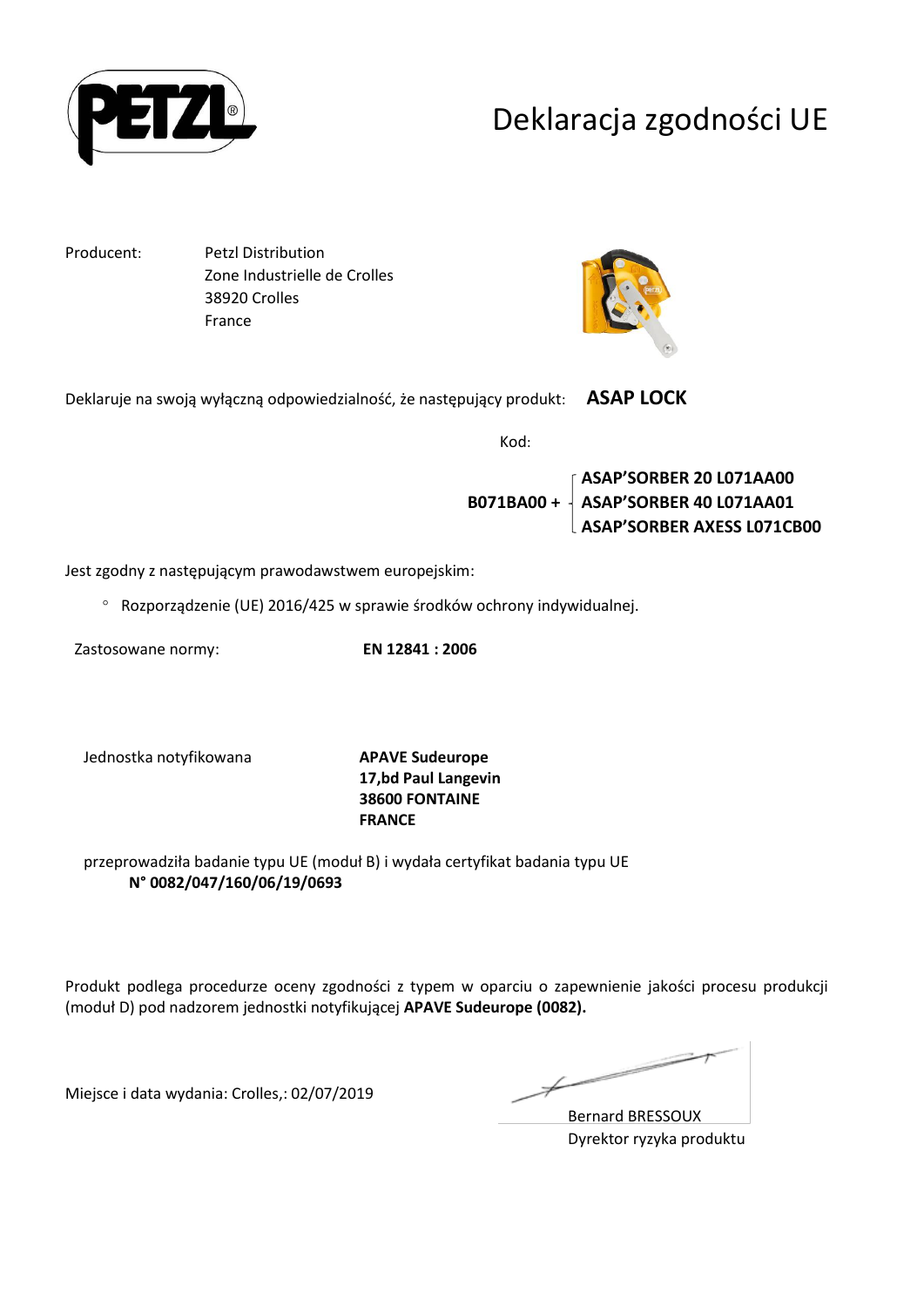# Deklaracja zgodności UE

Producent: Petzl Distribution
Zone Industrielle de Crolles
38920 Crolles
France

Deklaruje na swoją wyłączną odpowiedzialność, że następujący produkt: **ASAP LOCK**

Kod:

**B071BA00 +**
- **ASAP'SORBER 20 L071AA00**
- **ASAP'SORBER 40 L071AA01**
- **ASAP'SORBER AXESS L071CB00**

Jest zgodny z następującym prawodawstwem europejskim:

- Rozporządzenie (UE) 2016/425 w sprawie środków ochrony indywidualnej.

Zastosowane normy: **EN 12841 : 2006**

Jednostka notyfikowana **APAVE Sudeurope**
**17,bd Paul Langevin**
**38600 FONTAINE**
**FRANCE**

przeprowadziła badanie typu UE (moduł B) i wydała certyfikat badania typu UE
**N° 0082/047/160/06/19/0693**

Produkt podlega procedurze oceny zgodności z typem w oparciu o zapewnienie jakości procesu produkcji (moduł D) pod nadzorem jednostki notyfikującej **APAVE Sudeurope (0082).**

Miejsce i data wydania: Crolles,: 02/07/2019

Bernard BRESSOUX
Dyrektor ryzyka produktu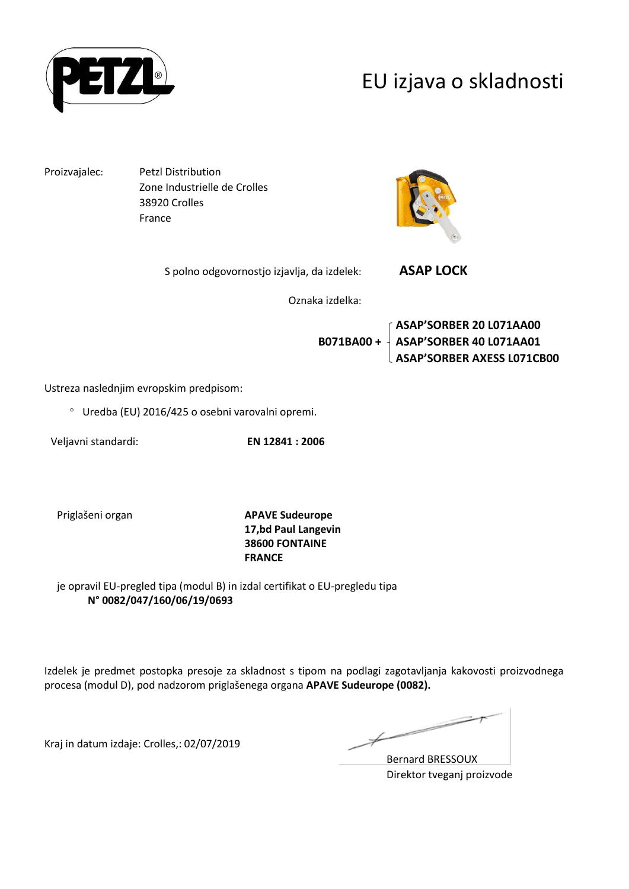# EU izjava o skladnosti

Proizvajalec: Petzl Distribution
Zone Industrielle de Crolles
38920 Crolles
France

S polno odgovornostjo izjavlja, da izdelek: **ASAP LOCK**

Oznaka izdelka:

**B071BA00 +**
- **ASAP'SORBER 20 L071AA00**
- **ASAP'SORBER 40 L071AA01**
- **ASAP'SORBER AXESS L071CB00**

Ustreza naslednjim evropskim predpisom:

- Uredba (EU) 2016/425 o osebni varovalni opremi.

Veljavni standardi: **EN 12841 : 2006**

Priglašeni organ

**APAVE Sudeurope**
**17,bd Paul Langevin**
**38600 FONTAINE**
**FRANCE**

je opravil EU-pregled tipa (modul B) in izdal certifikat o EU-pregledu tipa
**N° 0082/047/160/06/19/0693**

Izdelek je predmet postopka presoje za skladnost s tipom na podlagi zagotavljanja kakovosti proizvodnega procesa (modul D), pod nadzorom priglašenega organa **APAVE Sudeurope (0082).**

Kraj in datum izdaje: Crolles,: 02/07/2019

Bernard BRESSOUX
Direktor tveganj proizvode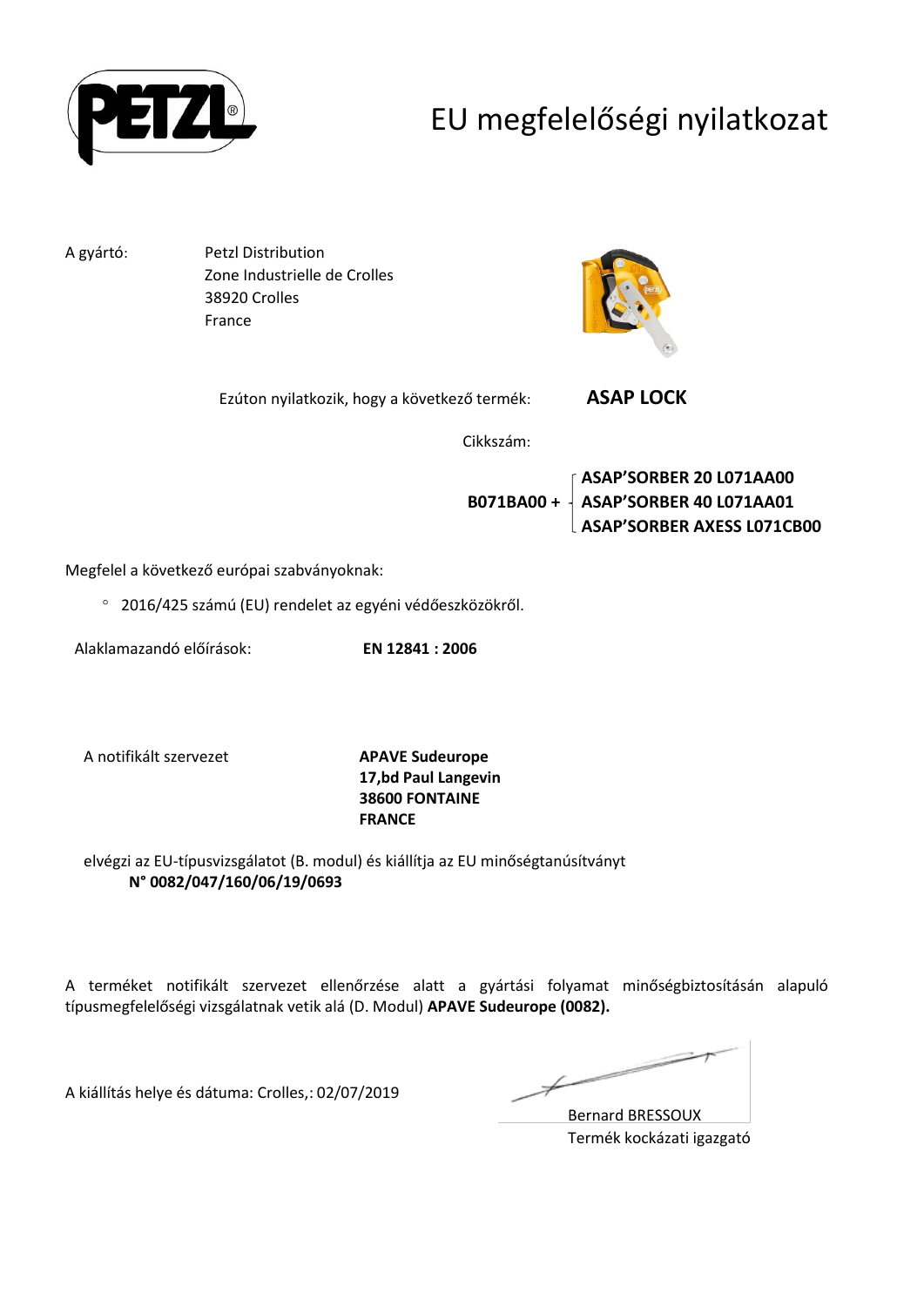# EU megfelelőségi nyilatkozat

A gyártó: Petzl Distribution
Zone Industrielle de Crolles
38920 Crolles
France

Ezúton nyilatkozik, hogy a következő termék: **ASAP LOCK**

Cikkszám:

**B071BA00 +**
- **ASAP'SORBER 20 L071AA00**
- **ASAP'SORBER 40 L071AA01**
- **ASAP'SORBER AXESS L071CB00**

Megfelel a következő európai szabványoknak:

- 2016/425 számú (EU) rendelet az egyéni védőeszközökről.

Alaklamazandó előírások: **EN 12841 : 2006**

A notifikált szervezet **APAVE Sudeurope**
**17,bd Paul Langevin**
**38600 FONTAINE**
**FRANCE**

elvégzi az EU-típusvizsgálatot (B. modul) és kiállítja az EU minőségtanúsítványt
**N° 0082/047/160/06/19/0693**

A terméket notifikált szervezet ellenőrzése alatt a gyártási folyamat minőségbiztosításán alapuló típusmegfelelőségi vizsgálatnak vetik alá (D. Modul) **APAVE Sudeurope (0082).**

A kiállítás helye és dátuma: Crolles,: 02/07/2019

Bernard BRESSOUX
Termék kockázati igazgató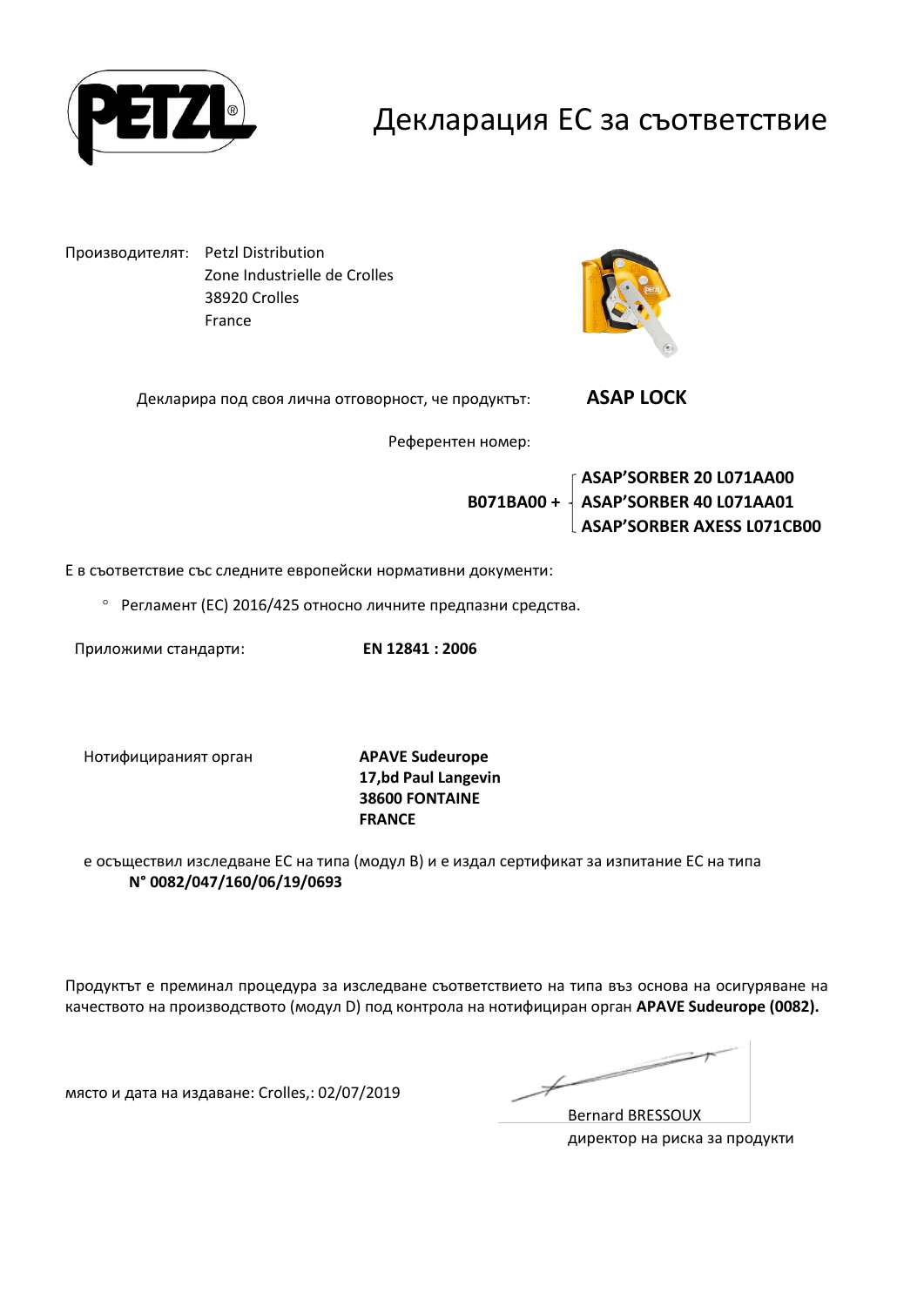# Декларация ЕС за съответствие

Производителят: Petzl Distribution
Zone Industrielle de Crolles
38920 Crolles
France

Декларира под своя лична отговорност, че продуктът: **ASAP LOCK**

Референтен номер:

**B071BA00 +** 
- **ASAP'SORBER 20 L071AA00**
- **ASAP'SORBER 40 L071AA01**
- **ASAP'SORBER AXESS L071CB00**

Е в съответствие със следните европейски нормативни документи:

- Регламент (ЕС) 2016/425 относно личните предпазни средства.

Приложими стандарти: **EN 12841 : 2006**

Нотифицираният орган **APAVE Sudeurope**
**17,bd Paul Langevin**
**38600 FONTAINE**
**FRANCE**

е осъществил изследване ЕС на типа (модул B) и е издал сертификат за изпитание ЕС на типа **N° 0082/047/160/06/19/0693**

Продуктът е преминал процедура за изследване съответствието на типа въз основа на осигуряване на качеството на производството (модул D) под контрола на нотифициран орган **APAVE Sudeurope (0082).**

място и дата на издаване: Crolles,: 02/07/2019

Bernard BRESSOUX
директор на риска за продукти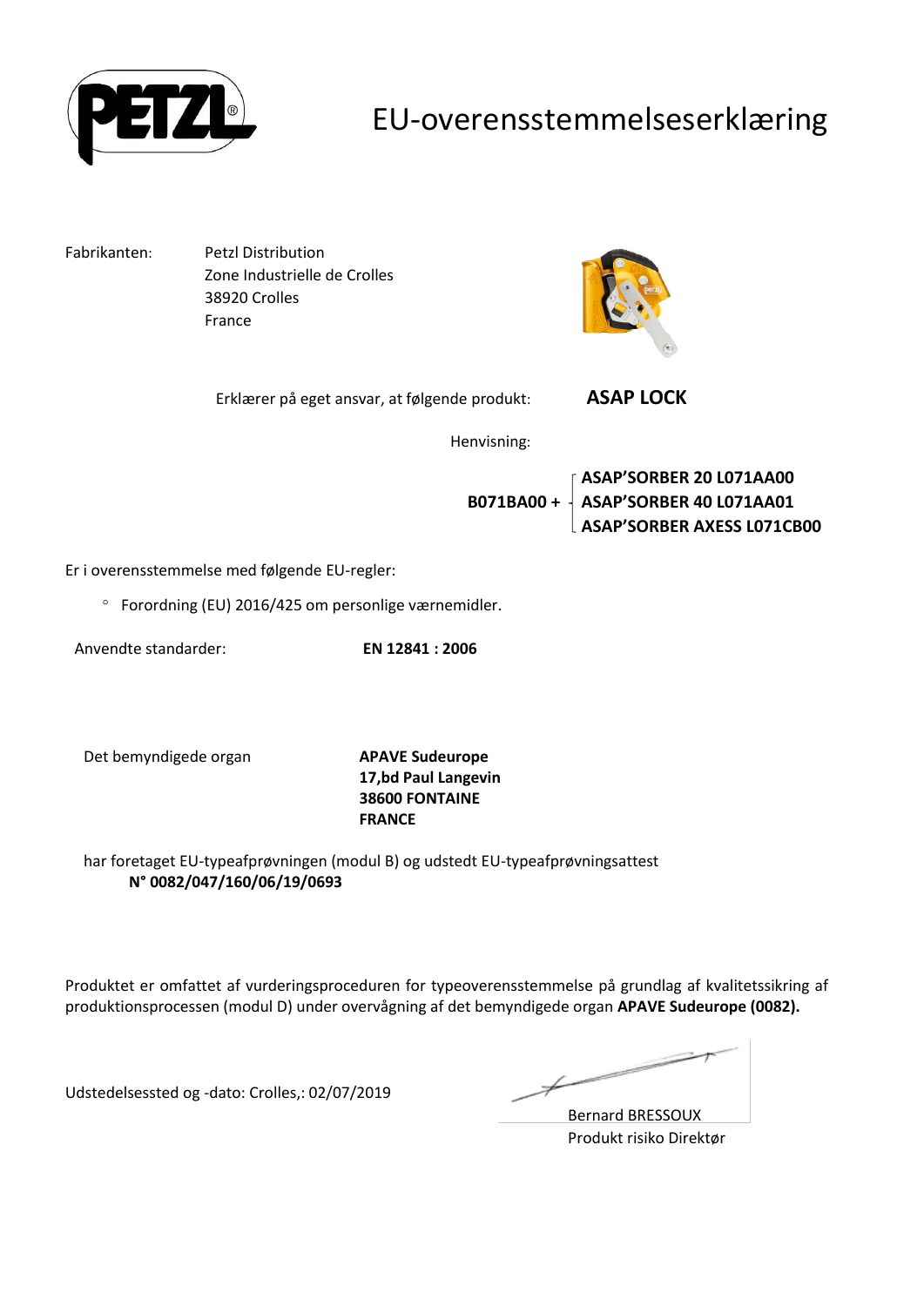# EU-overensstemmelseserklæring

Fabrikanten: Petzl Distribution
Zone Industrielle de Crolles
38920 Crolles
France

Erklærer på eget ansvar, at følgende produkt: **ASAP LOCK**

Henvisning:

**B071BA00 +**
- **ASAP'SORBER 20 L071AA00**
- **ASAP'SORBER 40 L071AA01**
- **ASAP'SORBER AXESS L071CB00**

Er i overensstemmelse med følgende EU-regler:

- Forordning (EU) 2016/425 om personlige værnemidler.

Anvendte standarder: **EN 12841 : 2006**

Det bemyndigede organ **APAVE Sudeurope**
**17,bd Paul Langevin**
**38600 FONTAINE**
**FRANCE**

har foretaget EU-typeafprøvningen (modul B) og udstedt EU-typeafprøvningsattest
**N° 0082/047/160/06/19/0693**

Produktet er omfattet af vurderingsproceduren for typeoverensstemmelse på grundlag af kvalitetssikring af produktionsprocessen (modul D) under overvågning af det bemyndigede organ **APAVE Sudeurope (0082).**

Udstedelsessted og -dato: Crolles,: 02/07/2019

Bernard BRESSOUX
Produkt risiko Direktør